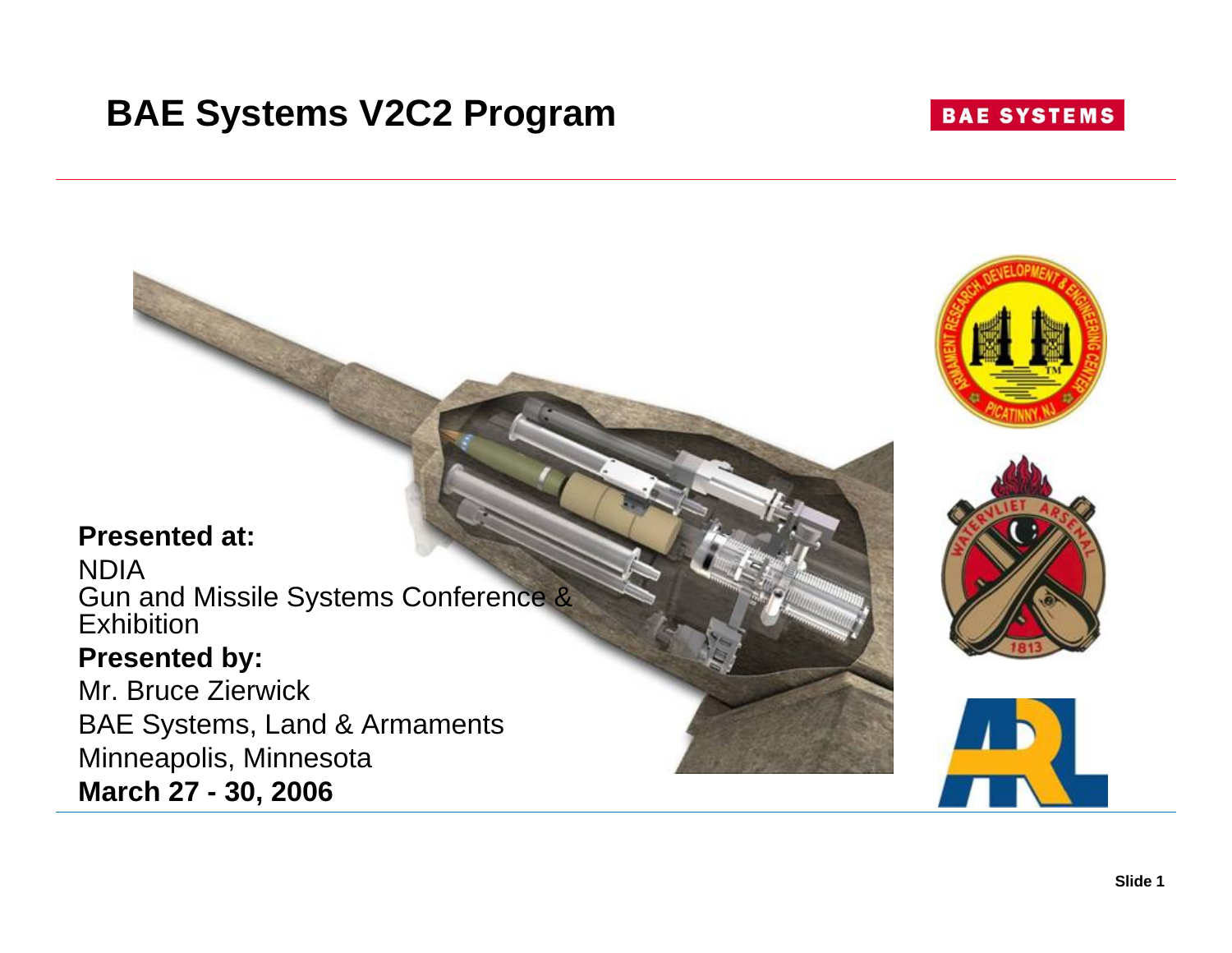# BAE Systems V2C2 Program

BAE SYSTEMS

**Presented at:**

NDIA
Gun and Missile Systems Conference & Exhibition

**Presented by:**

Mr. Bruce Zierwick
BAE Systems, Land & Armaments
Minneapolis, Minnesota

**March 27 - 30, 2006**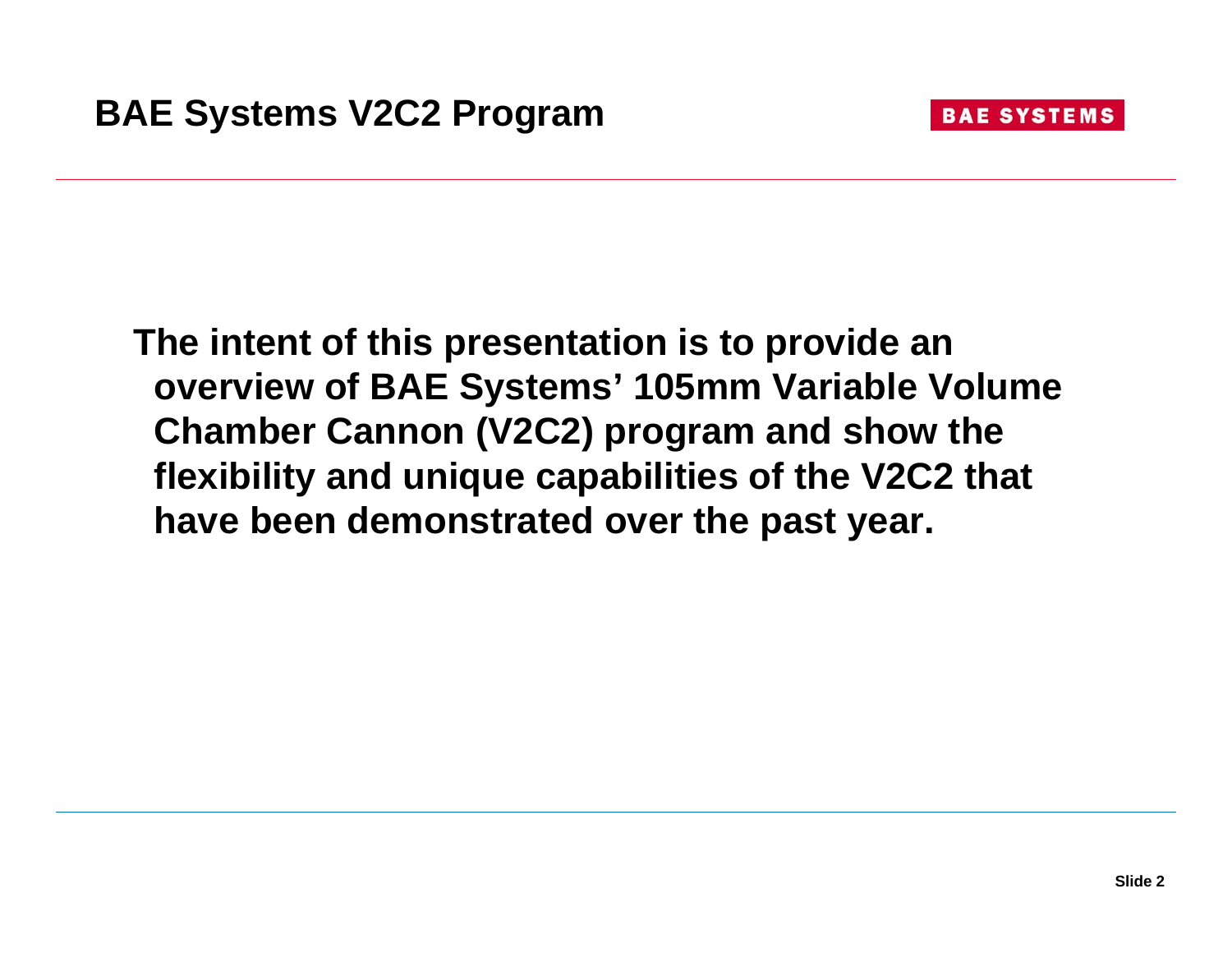# BAE Systems V2C2 Program

**The intent of this presentation is to provide an overview of BAE Systems' 105mm Variable Volume Chamber Cannon (V2C2) program and show the flexibility and unique capabilities of the V2C2 that have been demonstrated over the past year.**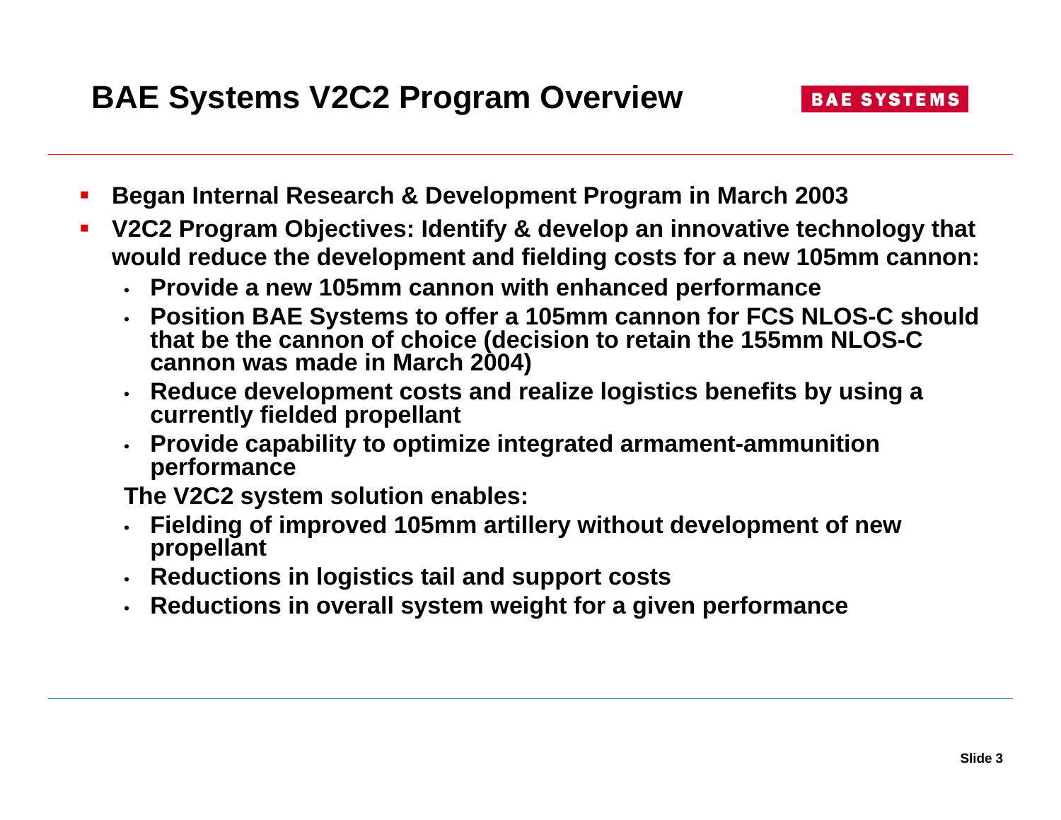# BAE Systems V2C2 Program Overview

BAE SYSTEMS

- **Began Internal Research & Development Program in March 2003**
- **V2C2 Program Objectives: Identify & develop an innovative technology that would reduce the development and fielding costs for a new 105mm cannon:**
  - **Provide a new 105mm cannon with enhanced performance**
  - **Position BAE Systems to offer a 105mm cannon for FCS NLOS-C should that be the cannon of choice (decision to retain the 155mm NLOS-C cannon was made in March 2004)**
  - **Reduce development costs and realize logistics benefits by using a currently fielded propellant**
  - **Provide capability to optimize integrated armament-ammunition performance**

  **The V2C2 system solution enables:**

  - **Fielding of improved 105mm artillery without development of new propellant**
  - **Reductions in logistics tail and support costs**
  - **Reductions in overall system weight for a given performance**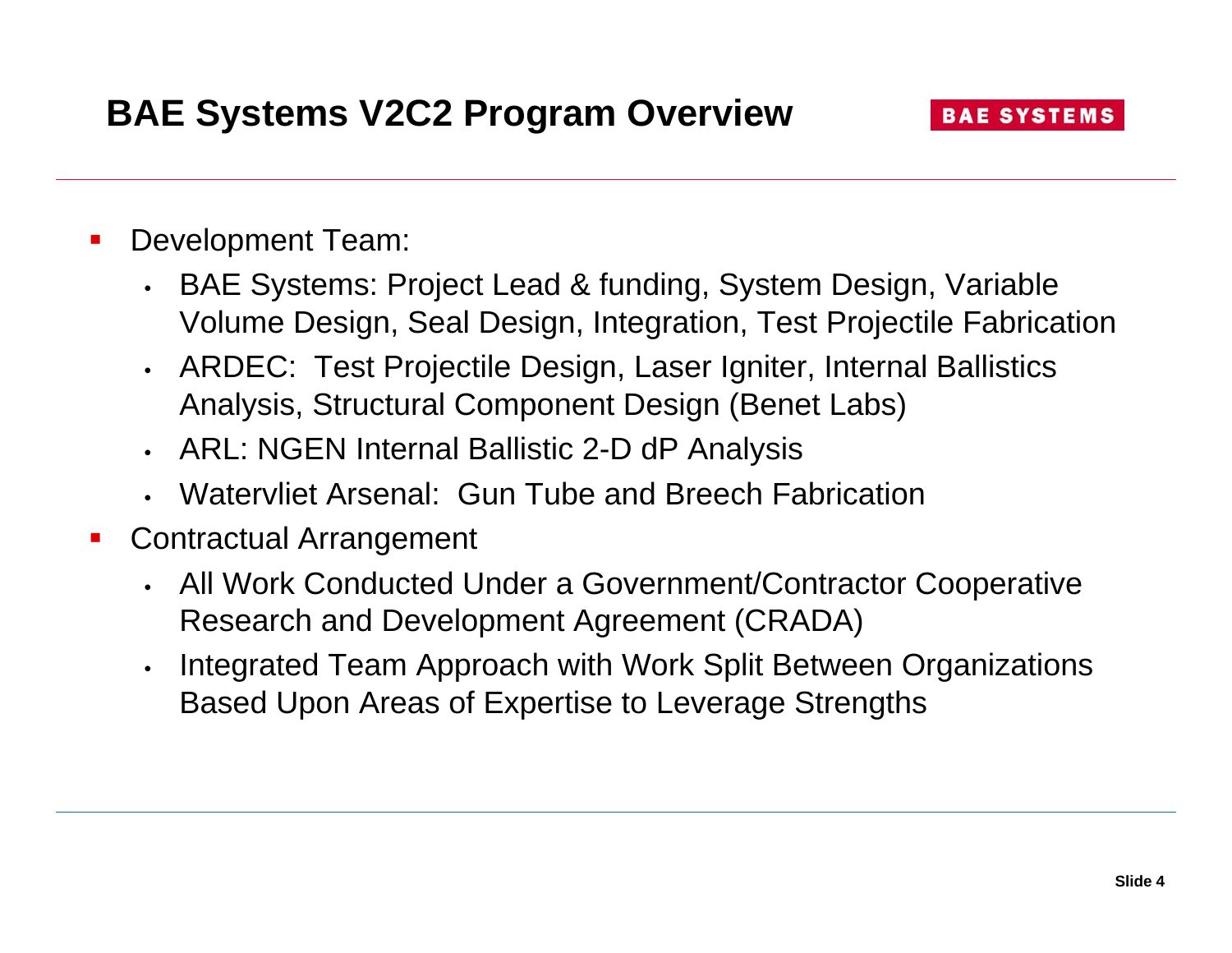# BAE Systems V2C2 Program Overview

- Development Team:
  - BAE Systems: Project Lead & funding, System Design, Variable Volume Design, Seal Design, Integration, Test Projectile Fabrication
  - ARDEC: Test Projectile Design, Laser Igniter, Internal Ballistics Analysis, Structural Component Design (Benet Labs)
  - ARL: NGEN Internal Ballistic 2-D dP Analysis
  - Watervliet Arsenal: Gun Tube and Breech Fabrication
- Contractual Arrangement
  - All Work Conducted Under a Government/Contractor Cooperative Research and Development Agreement (CRADA)
  - Integrated Team Approach with Work Split Between Organizations Based Upon Areas of Expertise to Leverage Strengths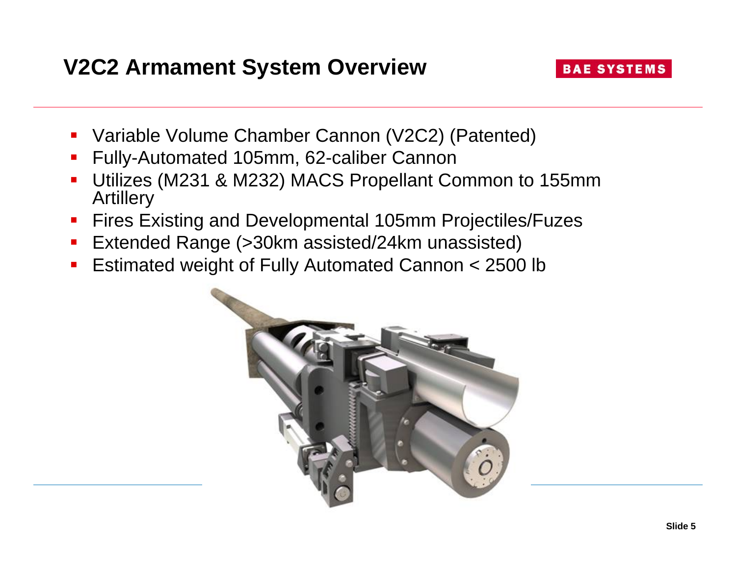# V2C2 Armament System Overview

- Variable Volume Chamber Cannon (V2C2) (Patented)
- Fully-Automated 105mm, 62-caliber Cannon
- Utilizes (M231 & M232) MACS Propellant Common to 155mm Artillery
- Fires Existing and Developmental 105mm Projectiles/Fuzes
- Extended Range (>30km assisted/24km unassisted)
- Estimated weight of Fully Automated Cannon < 2500 lb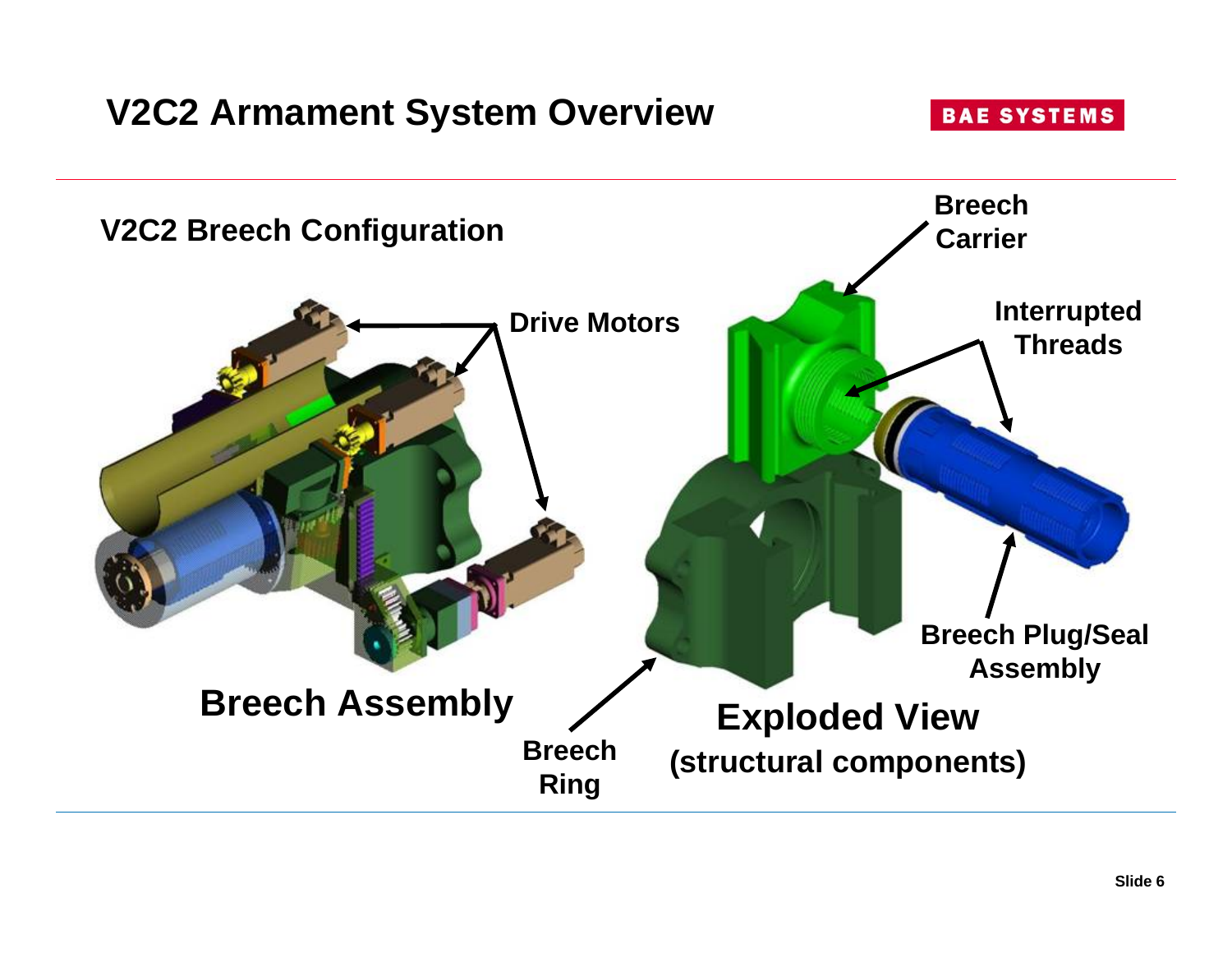# V2C2 Armament System Overview

## V2C2 Breech Configuration

Drive Motors

**Breech Assembly**

Breech Carrier

Interrupted Threads

Breech Plug/Seal Assembly

Breech Ring

**Exploded View (structural components)**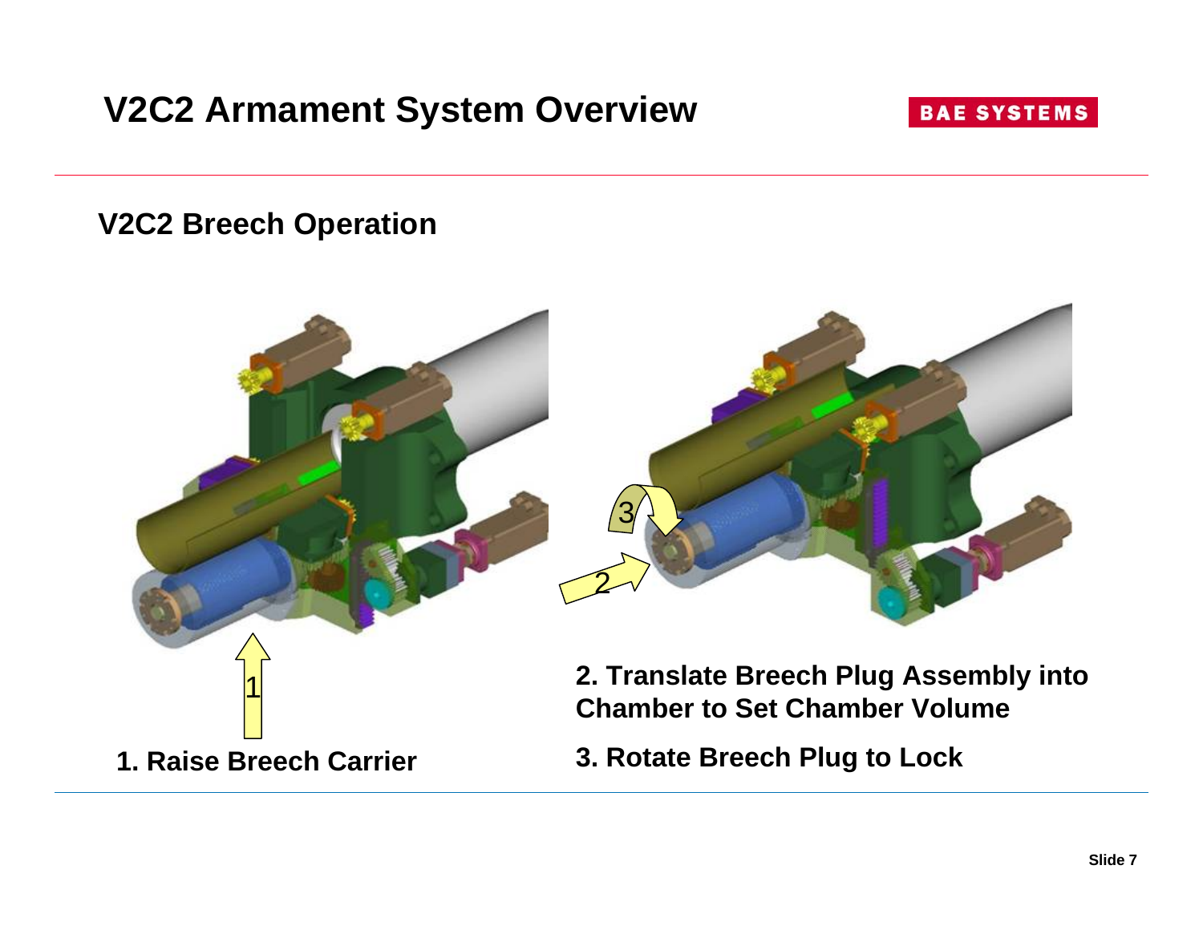# V2C2 Armament System Overview

## V2C2 Breech Operation

**1. Raise Breech Carrier**

**2. Translate Breech Plug Assembly into Chamber to Set Chamber Volume**

**3. Rotate Breech Plug to Lock**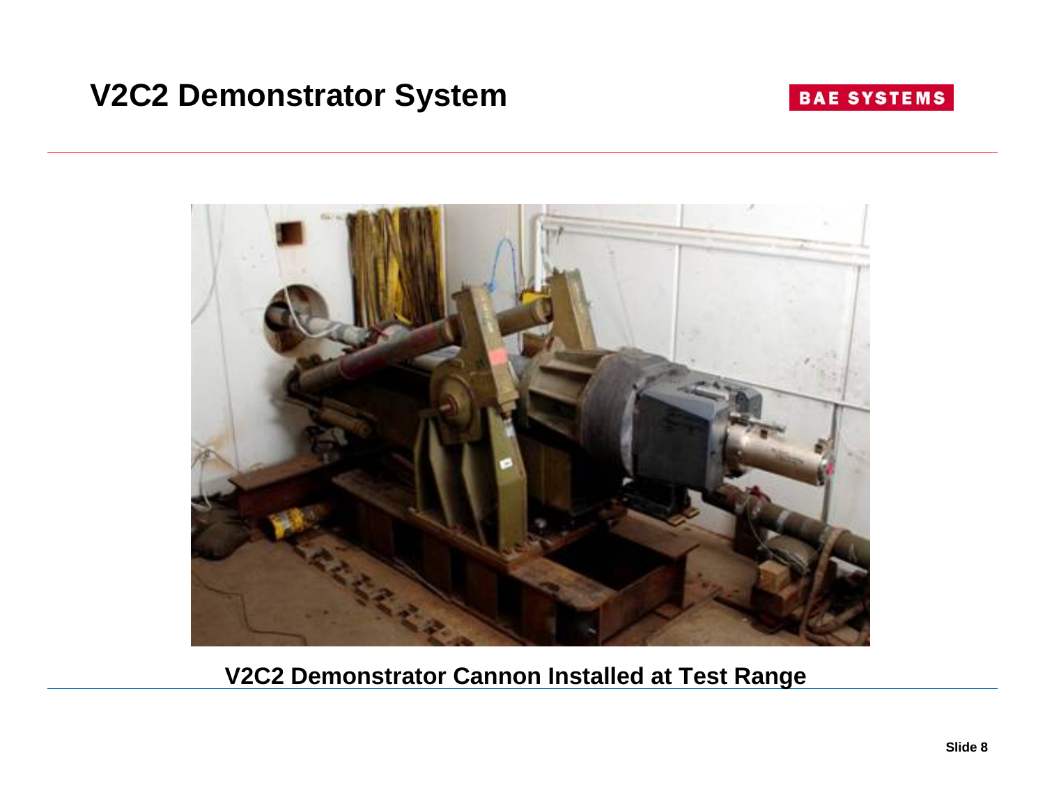# V2C2 Demonstrator System

**V2C2 Demonstrator Cannon Installed at Test Range**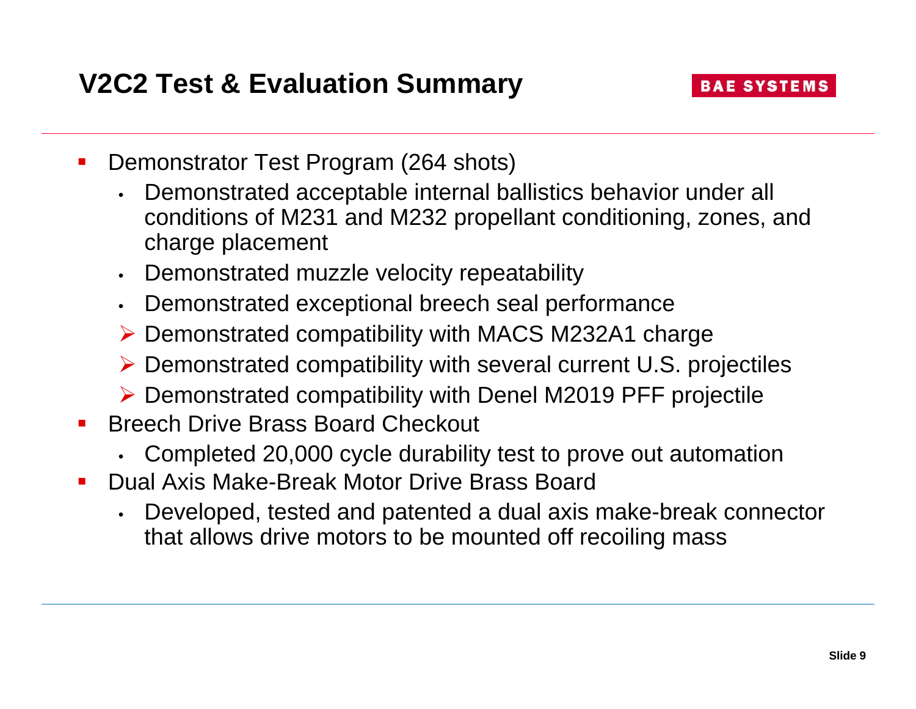# V2C2 Test & Evaluation Summary

- Demonstrator Test Program (264 shots)
  - Demonstrated acceptable internal ballistics behavior under all conditions of M231 and M232 propellant conditioning, zones, and charge placement
  - Demonstrated muzzle velocity repeatability
  - Demonstrated exceptional breech seal performance
  - Demonstrated compatibility with MACS M232A1 charge
  - Demonstrated compatibility with several current U.S. projectiles
  - Demonstrated compatibility with Denel M2019 PFF projectile
- Breech Drive Brass Board Checkout
  - Completed 20,000 cycle durability test to prove out automation
- Dual Axis Make-Break Motor Drive Brass Board
  - Developed, tested and patented a dual axis make-break connector that allows drive motors to be mounted off recoiling mass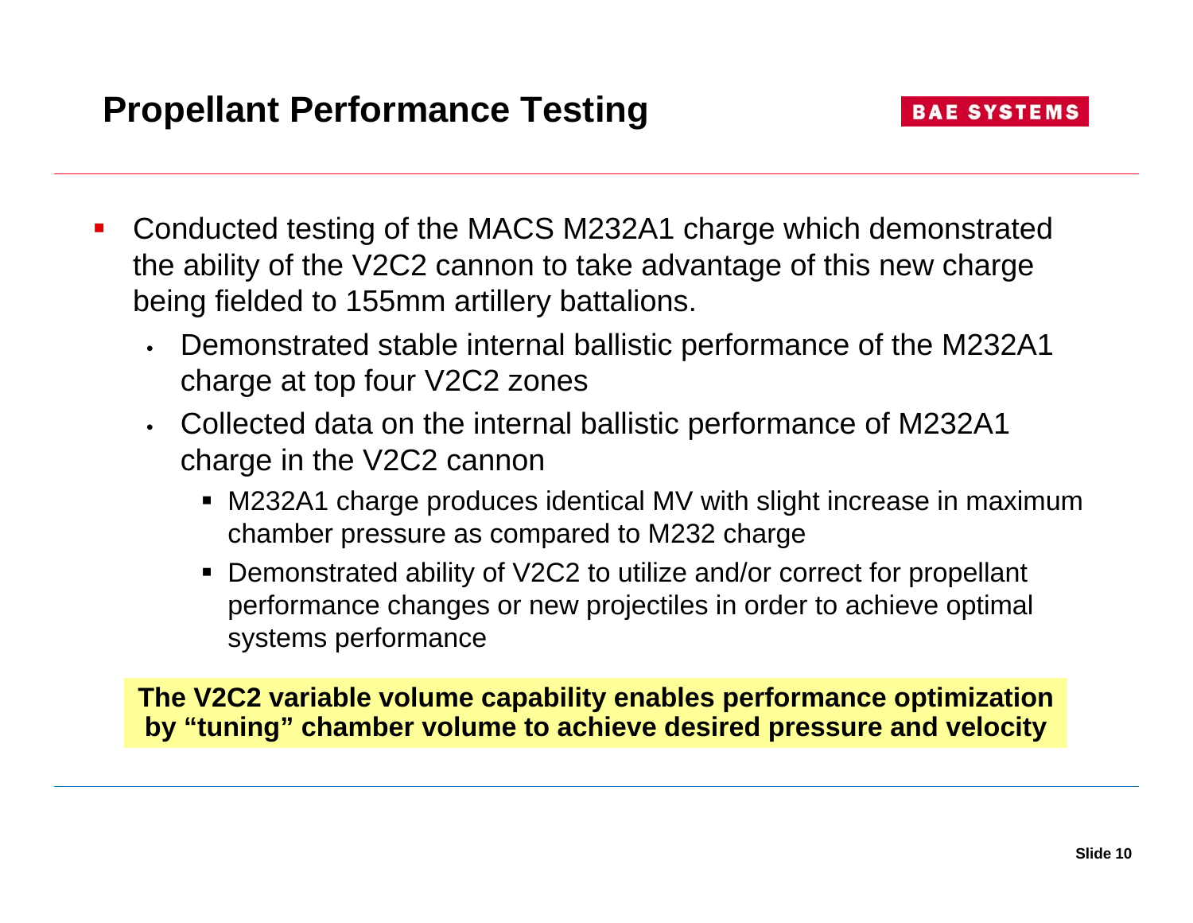# Propellant Performance Testing

- Conducted testing of the MACS M232A1 charge which demonstrated the ability of the V2C2 cannon to take advantage of this new charge being fielded to 155mm artillery battalions.
  - Demonstrated stable internal ballistic performance of the M232A1 charge at top four V2C2 zones
  - Collected data on the internal ballistic performance of M232A1 charge in the V2C2 cannon
    - M232A1 charge produces identical MV with slight increase in maximum chamber pressure as compared to M232 charge
    - Demonstrated ability of V2C2 to utilize and/or correct for propellant performance changes or new projectiles in order to achieve optimal systems performance

**The V2C2 variable volume capability enables performance optimization by "tuning" chamber volume to achieve desired pressure and velocity**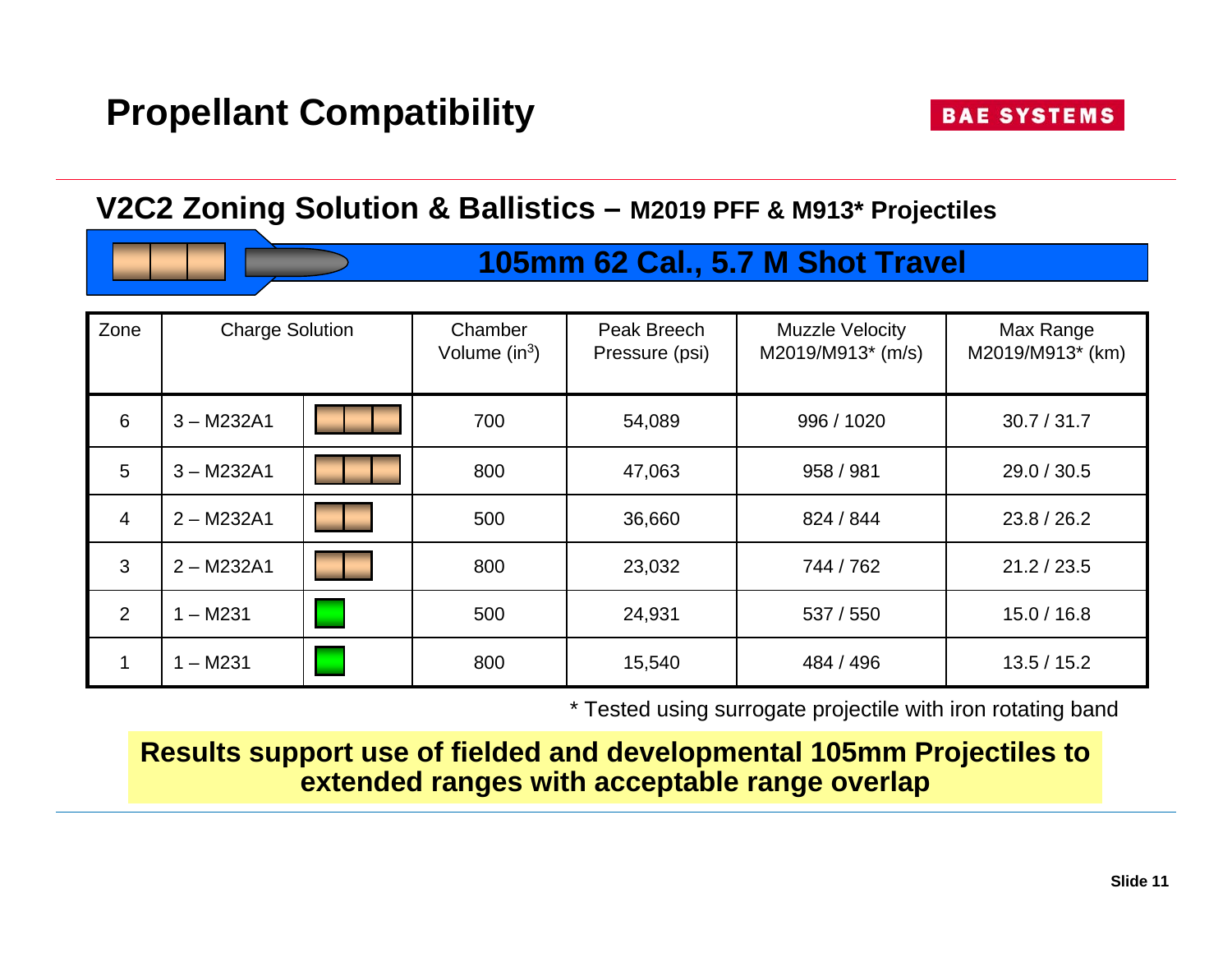# Propellant Compatibility

BAE SYSTEMS

## V2C2 Zoning Solution & Ballistics – M2019 PFF & M913* Projectiles

### 105mm 62 Cal., 5.7 M Shot Travel

| Zone | Charge Solution | Chamber Volume ($in^3$) | Peak Breech Pressure (psi) | Muzzle Velocity M2019/M913* (m/s) | Max Range M2019/M913* (km) |
|---|---|---|---|---|---|
| 6 | 3 – M232A1 | 700 | 54,089 | 996 / 1020 | 30.7 / 31.7 |
| 5 | 3 – M232A1 | 800 | 47,063 | 958 / 981 | 29.0 / 30.5 |
| 4 | 2 – M232A1 | 500 | 36,660 | 824 / 844 | 23.8 / 26.2 |
| 3 | 2 – M232A1 | 800 | 23,032 | 744 / 762 | 21.2 / 23.5 |
| 2 | 1 – M231 | 500 | 24,931 | 537 / 550 | 15.0 / 16.8 |
| 1 | 1 – M231 | 800 | 15,540 | 484 / 496 | 13.5 / 15.2 |

* Tested using surrogate projectile with iron rotating band

**Results support use of fielded and developmental 105mm Projectiles to extended ranges with acceptable range overlap**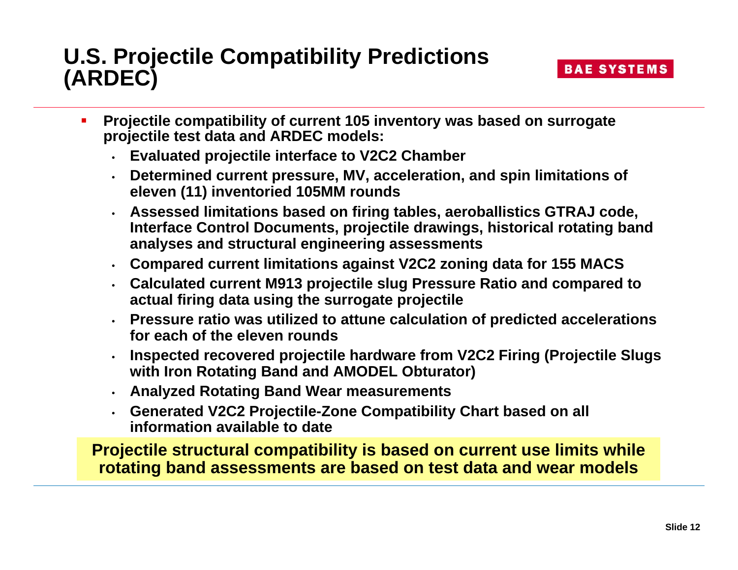# U.S. Projectile Compatibility Predictions (ARDEC)

BAE SYSTEMS

- **Projectile compatibility of current 105 inventory was based on surrogate projectile test data and ARDEC models:**
  - **Evaluated projectile interface to V2C2 Chamber**
  - **Determined current pressure, MV, acceleration, and spin limitations of eleven (11) inventoried 105MM rounds**
  - **Assessed limitations based on firing tables, aeroballistics GTRAJ code, Interface Control Documents, projectile drawings, historical rotating band analyses and structural engineering assessments**
  - **Compared current limitations against V2C2 zoning data for 155 MACS**
  - **Calculated current M913 projectile slug Pressure Ratio and compared to actual firing data using the surrogate projectile**
  - **Pressure ratio was utilized to attune calculation of predicted accelerations for each of the eleven rounds**
  - **Inspected recovered projectile hardware from V2C2 Firing (Projectile Slugs with Iron Rotating Band and AMODEL Obturator)**
  - **Analyzed Rotating Band Wear measurements**
  - **Generated V2C2 Projectile-Zone Compatibility Chart based on all information available to date**

**Projectile structural compatibility is based on current use limits while rotating band assessments are based on test data and wear models**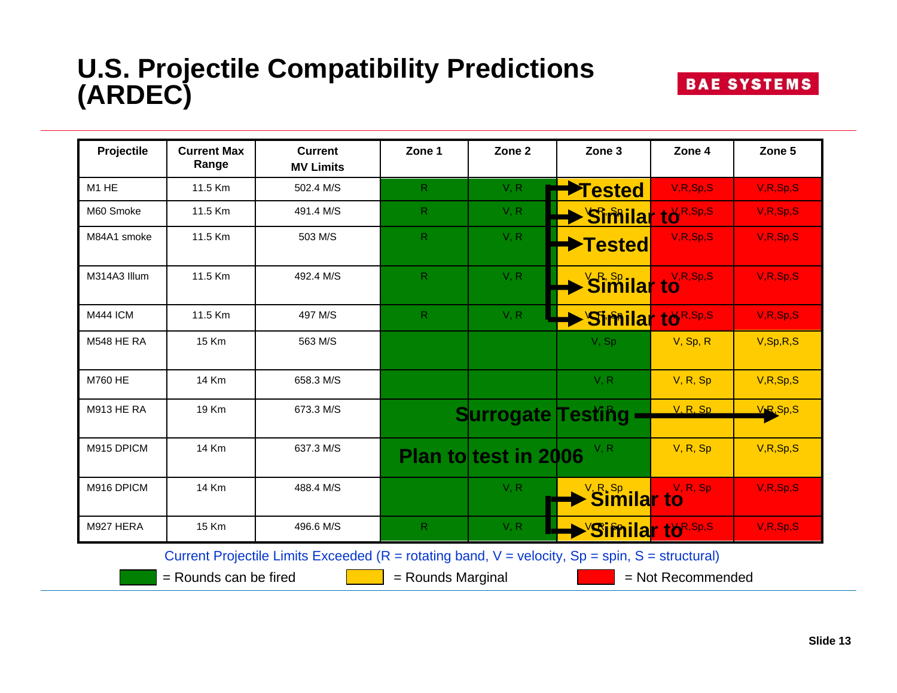# U.S. Projectile Compatibility Predictions (ARDEC)

| Projectile | Current Max Range | Current MV Limits | Zone 1 | Zone 2 | Zone 3 | Zone 4 | Zone 5 |
|---|---|---|---|---|---|---|---|
| M1 HE | 11.5 Km | 502.4 M/S | R | V, R | Tested | V,R,Sp,S | V,R,Sp,S |
| M60 Smoke | 11.5 Km | 491.4 M/S | R | V, R | V,R, Sp / Similar to | V,R,Sp,S | V,R,Sp,S |
| M84A1 smoke | 11.5 Km | 503 M/S | R | V, R | Tested | V,R,Sp,S | V,R,Sp,S |
| M314A3 Illum | 11.5 Km | 492.4 M/S | R | V, R | V, R, Sp / Similar to | V,R,Sp,S | V,R,Sp,S |
| M444 ICM | 11.5 Km | 497 M/S | R | V, R | V,R, Sp / Similar to | V,R,Sp,S | V,R,Sp,S |
| M548 HE RA | 15 Km | 563 M/S | | | V, Sp | V, Sp, R | V,Sp,R,S |
| M760 HE | 14 Km | 658.3 M/S | | | V, R | V, R, Sp | V,R,Sp,S |
| M913 HE RA | 19 Km | 673.3 M/S | Surrogate Testing | | V, R | V, R, Sp | V,R,Sp,S |
| M915 DPICM | 14 Km | 637.3 M/S | Plan to test in 2006 | | V, R | V, R, Sp | V,R,Sp,S |
| M916 DPICM | 14 Km | 488.4 M/S | | V, R | V, R, Sp / Similar to | V, R, Sp | V,R,Sp,S |
| M927 HERA | 15 Km | 496.6 M/S | R | V, R | V,R, Sp / Similar to | V,R,Sp,S | V,R,Sp,S |

Current Projectile Limits Exceeded (R = rotating band, V = velocity, Sp = spin, S = structural)

Green = Rounds can be fired; Yellow = Rounds Marginal; Red = Not Recommended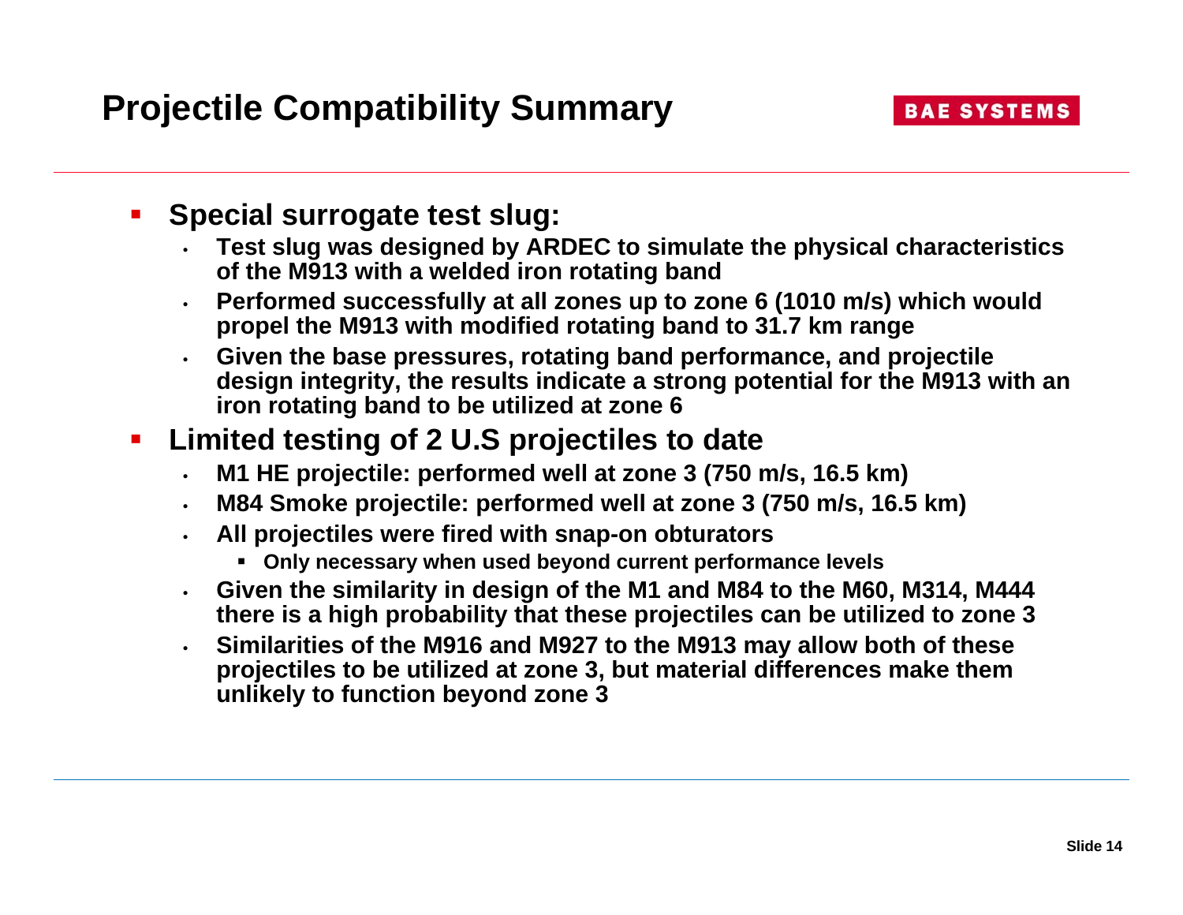# Projectile Compatibility Summary

BAE SYSTEMS

- **Special surrogate test slug:**
  - **Test slug was designed by ARDEC to simulate the physical characteristics of the M913 with a welded iron rotating band**
  - **Performed successfully at all zones up to zone 6 (1010 m/s) which would propel the M913 with modified rotating band to 31.7 km range**
  - **Given the base pressures, rotating band performance, and projectile design integrity, the results indicate a strong potential for the M913 with an iron rotating band to be utilized at zone 6**
- **Limited testing of 2 U.S projectiles to date**
  - **M1 HE projectile: performed well at zone 3 (750 m/s, 16.5 km)**
  - **M84 Smoke projectile: performed well at zone 3 (750 m/s, 16.5 km)**
  - **All projectiles were fired with snap-on obturators**
    - **Only necessary when used beyond current performance levels**
  - **Given the similarity in design of the M1 and M84 to the M60, M314, M444 there is a high probability that these projectiles can be utilized to zone 3**
  - **Similarities of the M916 and M927 to the M913 may allow both of these projectiles to be utilized at zone 3, but material differences make them unlikely to function beyond zone 3**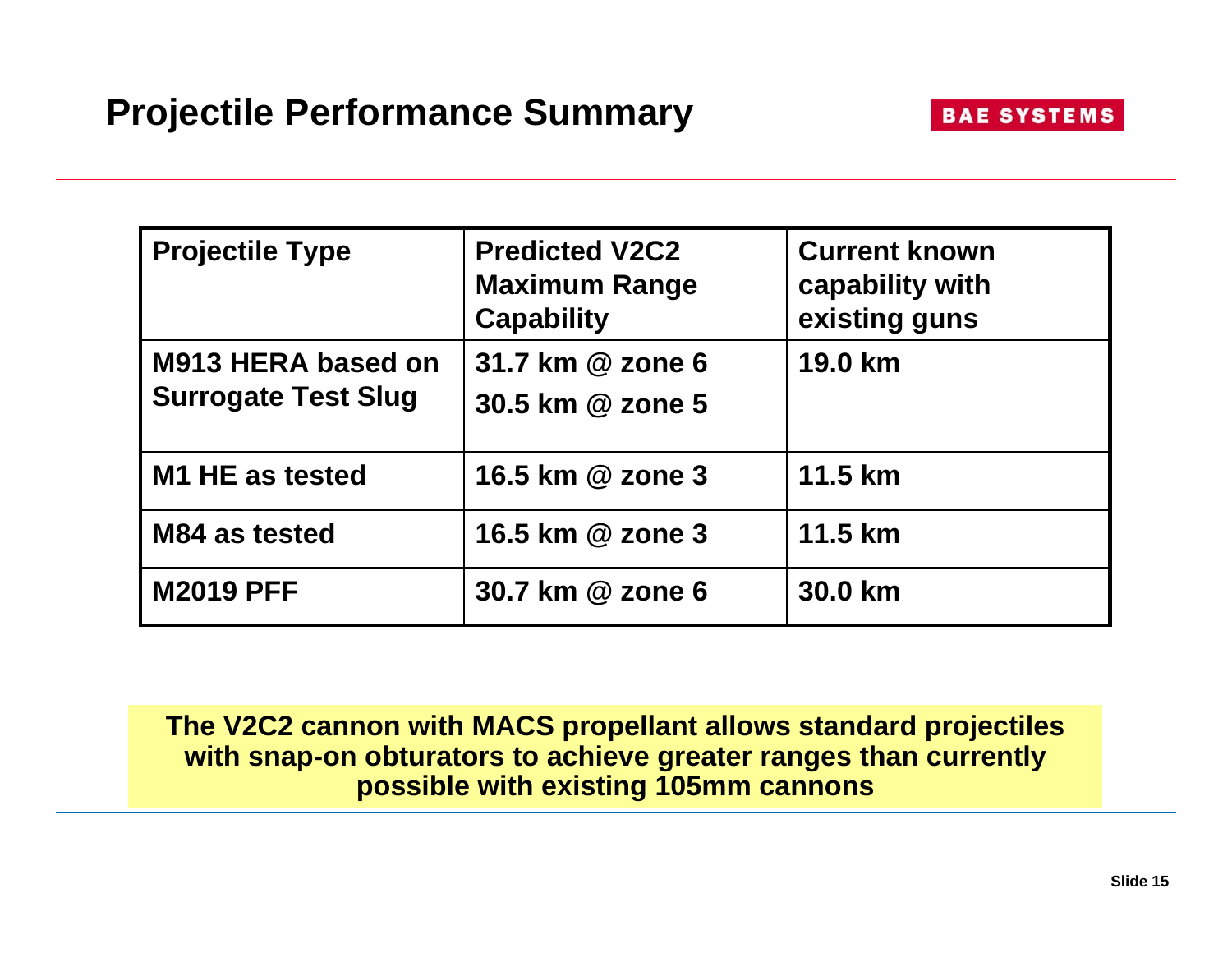# Projectile Performance Summary

| Projectile Type | Predicted V2C2 Maximum Range Capability | Current known capability with existing guns |
|---|---|---|
| M913 HERA based on Surrogate Test Slug | 31.7 km @ zone 6<br>30.5 km @ zone 5 | 19.0 km |
| M1 HE as tested | 16.5 km @ zone 3 | 11.5 km |
| M84 as tested | 16.5 km @ zone 3 | 11.5 km |
| M2019 PFF | 30.7 km @ zone 6 | 30.0 km |

**The V2C2 cannon with MACS propellant allows standard projectiles with snap-on obturators to achieve greater ranges than currently possible with existing 105mm cannons**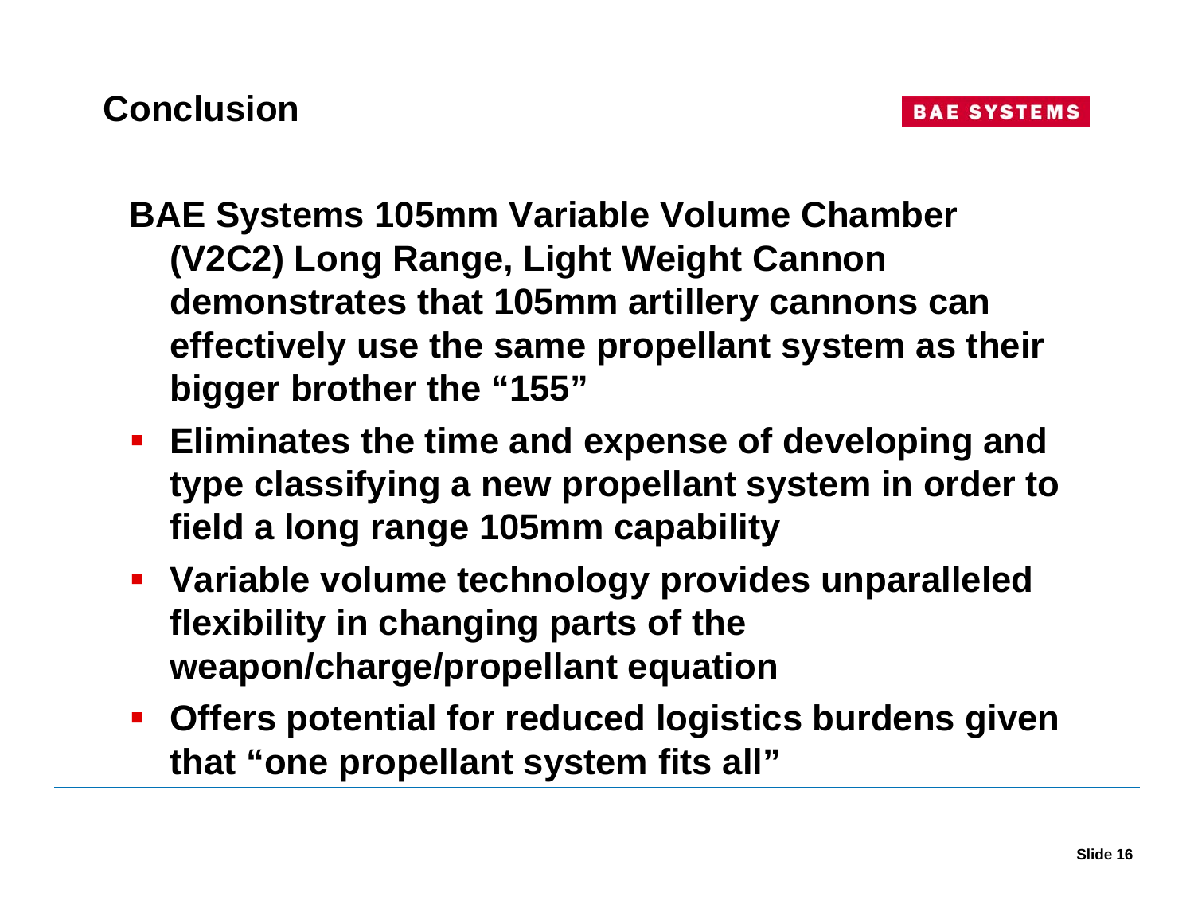# Conclusion

**BAE Systems 105mm Variable Volume Chamber (V2C2) Long Range, Light Weight Cannon demonstrates that 105mm artillery cannons can effectively use the same propellant system as their bigger brother the "155"**

- **Eliminates the time and expense of developing and type classifying a new propellant system in order to field a long range 105mm capability**
- **Variable volume technology provides unparalleled flexibility in changing parts of the weapon/charge/propellant equation**
- **Offers potential for reduced logistics burdens given that "one propellant system fits all"**